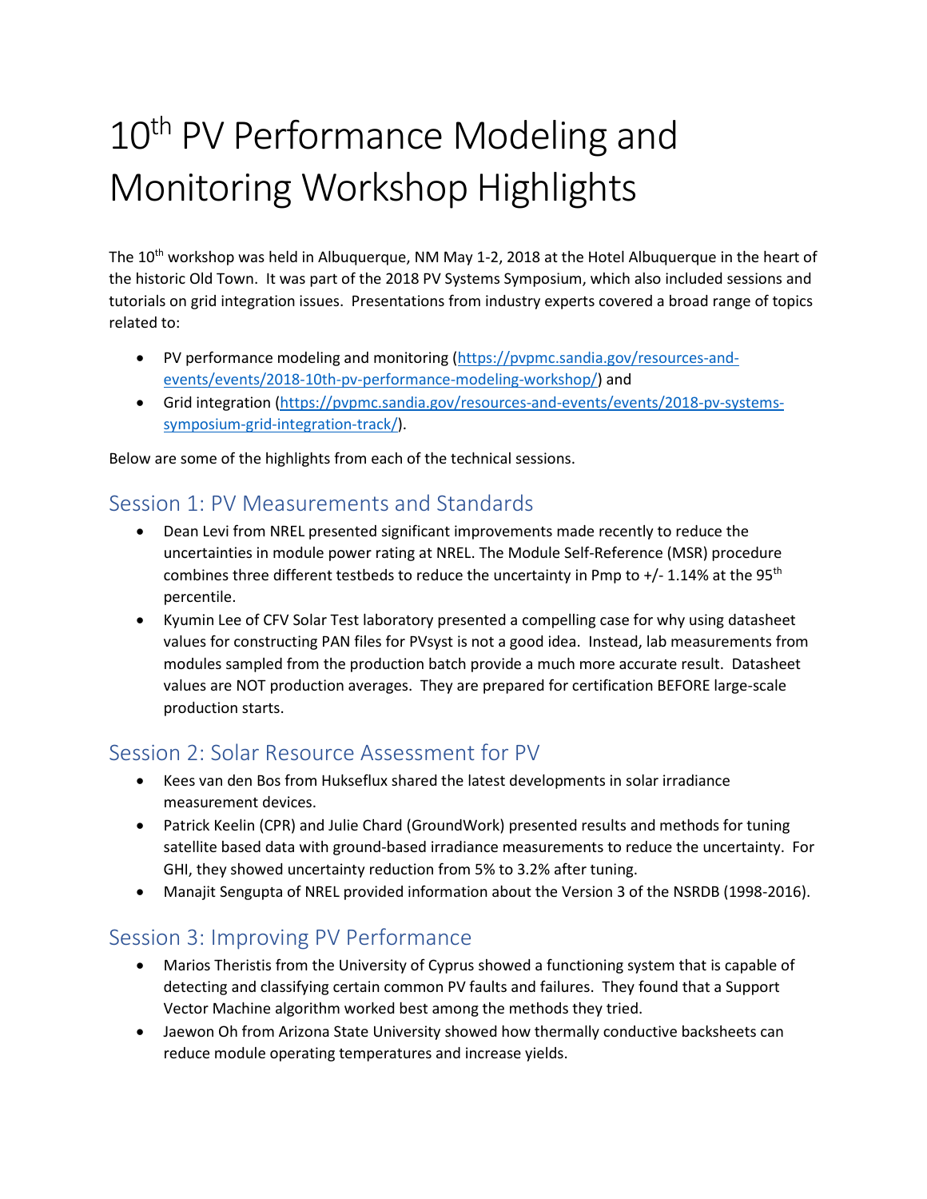# 10th PV Performance Modeling and Monitoring Workshop Highlights

The 10th workshop was held in Albuquerque, NM May 1-2, 2018 at the Hotel Albuquerque in the heart of the historic Old Town. It was part of the 2018 PV Systems Symposium, which also included sessions and tutorials on grid integration issues. Presentations from industry experts covered a broad range of topics related to:

- PV performance modeling and monitoring (https://pvpmc.sandia.gov/resources-and-events/events/2018-10th-pv-performance-modeling-workshop/) and
- Grid integration (https://pvpmc.sandia.gov/resources-and-events/events/2018-pv-systems-symposium-grid-integration-track/).

Below are some of the highlights from each of the technical sessions.

## Session 1: PV Measurements and Standards

- Dean Levi from NREL presented significant improvements made recently to reduce the uncertainties in module power rating at NREL. The Module Self-Reference (MSR) procedure combines three different testbeds to reduce the uncertainty in Pmp to +/- 1.14% at the 95th percentile.
- Kyumin Lee of CFV Solar Test laboratory presented a compelling case for why using datasheet values for constructing PAN files for PVsyst is not a good idea. Instead, lab measurements from modules sampled from the production batch provide a much more accurate result. Datasheet values are NOT production averages. They are prepared for certification BEFORE large-scale production starts.

## Session 2: Solar Resource Assessment for PV

- Kees van den Bos from Hukseflux shared the latest developments in solar irradiance measurement devices.
- Patrick Keelin (CPR) and Julie Chard (GroundWork) presented results and methods for tuning satellite based data with ground-based irradiance measurements to reduce the uncertainty. For GHI, they showed uncertainty reduction from 5% to 3.2% after tuning.
- Manajit Sengupta of NREL provided information about the Version 3 of the NSRDB (1998-2016).

## Session 3: Improving PV Performance

- Marios Theristis from the University of Cyprus showed a functioning system that is capable of detecting and classifying certain common PV faults and failures. They found that a Support Vector Machine algorithm worked best among the methods they tried.
- Jaewon Oh from Arizona State University showed how thermally conductive backsheets can reduce module operating temperatures and increase yields.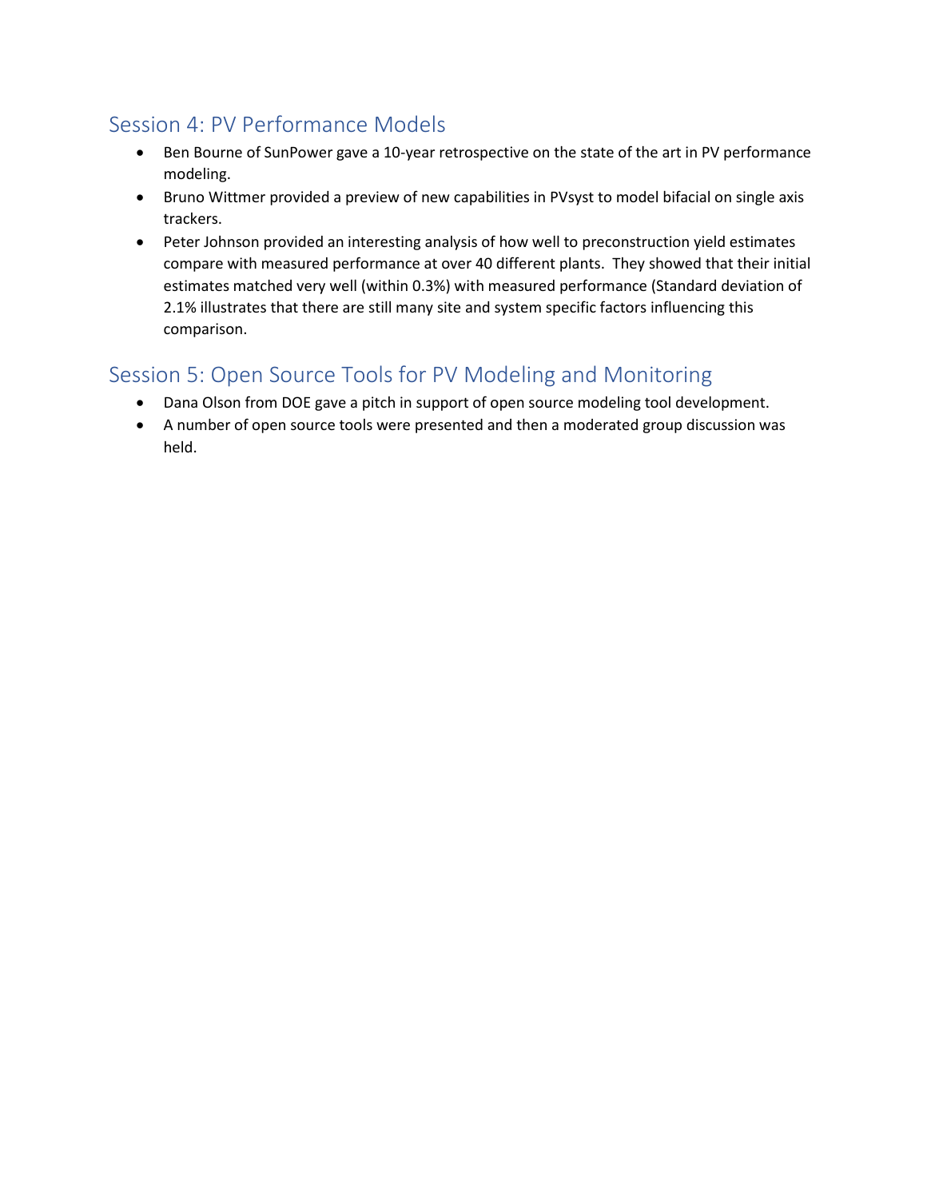## Session 4: PV Performance Models

- Ben Bourne of SunPower gave a 10-year retrospective on the state of the art in PV performance modeling.
- Bruno Wittmer provided a preview of new capabilities in PVsyst to model bifacial on single axis trackers.
- Peter Johnson provided an interesting analysis of how well to preconstruction yield estimates compare with measured performance at over 40 different plants. They showed that their initial estimates matched very well (within 0.3%) with measured performance (Standard deviation of 2.1% illustrates that there are still many site and system specific factors influencing this comparison.

## Session 5: Open Source Tools for PV Modeling and Monitoring

- Dana Olson from DOE gave a pitch in support of open source modeling tool development.
- A number of open source tools were presented and then a moderated group discussion was held.